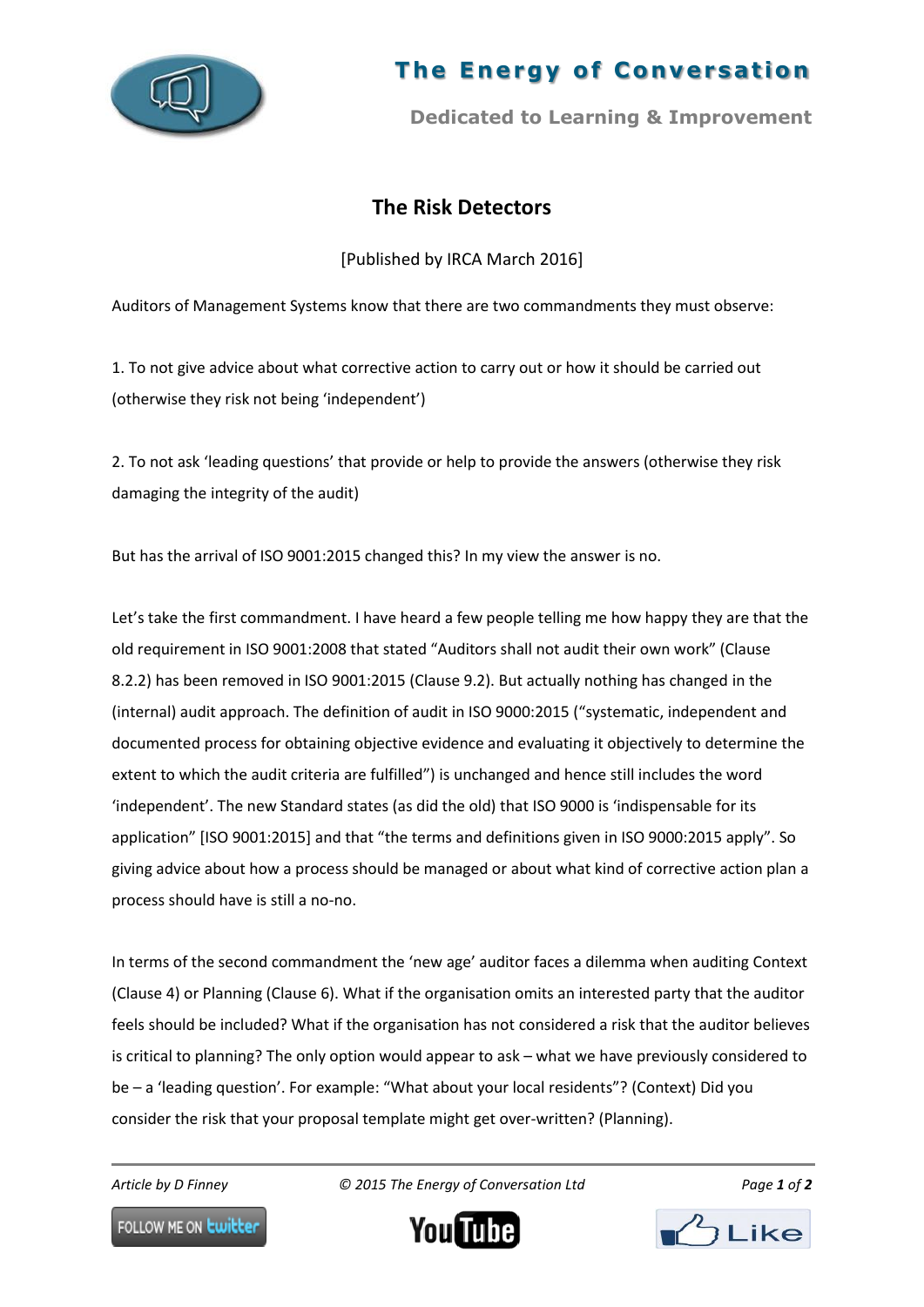# The Risk Detectors

[Published by IRCA March 2016]

Auditors of Management Systems know that there are two commandments they must observe:

1. To not give advice about what corrective action to carry out or how it should be carried out (otherwise they risk not being 'independent')

2. To not ask 'leading questions' that provide or help to provide the answers (otherwise they risk damaging the integrity of the audit)

But has the arrival of ISO 9001:2015 changed this? In my view the answer is no.

Let's take the first commandment. I have heard a few people telling me how happy they are that the old requirement in ISO 9001:2008 that stated "Auditors shall not audit their own work" (Clause 8.2.2) has been removed in ISO 9001:2015 (Clause 9.2). But actually nothing has changed in the (internal) audit approach. The definition of audit in ISO 9000:2015 ("systematic, independent and documented process for obtaining objective evidence and evaluating it objectively to determine the extent to which the audit criteria are fulfilled") is unchanged and hence still includes the word 'independent'. The new Standard states (as did the old) that ISO 9000 is 'indispensable for its application" [ISO 9001:2015] and that "the terms and definitions given in ISO 9000:2015 apply". So giving advice about how a process should be managed or about what kind of corrective action plan a process should have is still a no-no.

In terms of the second commandment the 'new age' auditor faces a dilemma when auditing Context (Clause 4) or Planning (Clause 6). What if the organisation omits an interested party that the auditor feels should be included? What if the organisation has not considered a risk that the auditor believes is critical to planning? The only option would appear to ask – what we have previously considered to be – a 'leading question'. For example: "What about your local residents"? (Context) Did you consider the risk that your proposal template might get over-written? (Planning).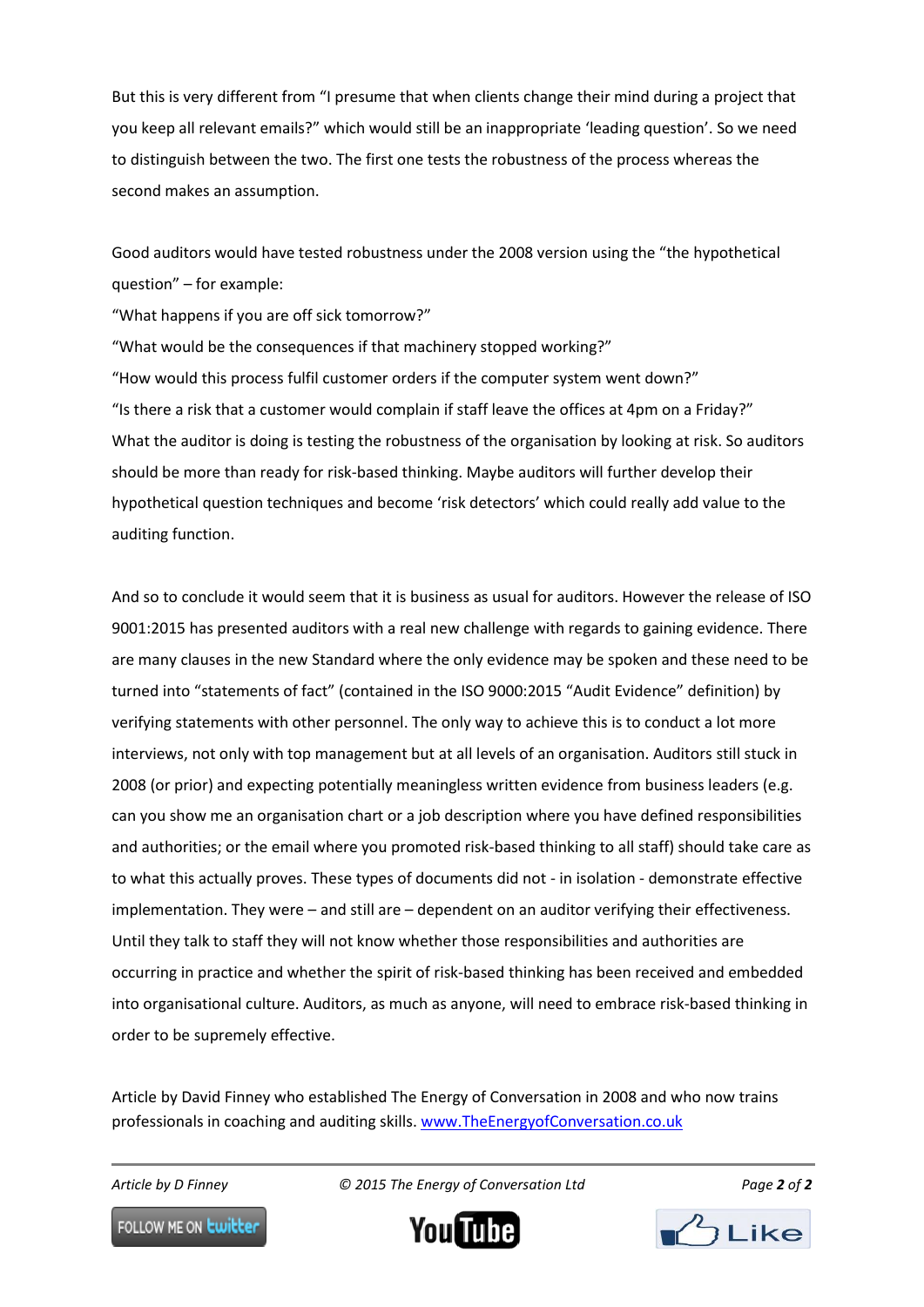But this is very different from “I presume that when clients change their mind during a project that you keep all relevant emails?” which would still be an inappropriate ‘leading question’. So we need to distinguish between the two. The first one tests the robustness of the process whereas the second makes an assumption.

Good auditors would have tested robustness under the 2008 version using the “the hypothetical question” – for example:
“What happens if you are off sick tomorrow?”
“What would be the consequences if that machinery stopped working?”
“How would this process fulfil customer orders if the computer system went down?”
“Is there a risk that a customer would complain if staff leave the offices at 4pm on a Friday?”
What the auditor is doing is testing the robustness of the organisation by looking at risk. So auditors should be more than ready for risk-based thinking. Maybe auditors will further develop their hypothetical question techniques and become ‘risk detectors’ which could really add value to the auditing function.

And so to conclude it would seem that it is business as usual for auditors. However the release of ISO 9001:2015 has presented auditors with a real new challenge with regards to gaining evidence. There are many clauses in the new Standard where the only evidence may be spoken and these need to be turned into “statements of fact” (contained in the ISO 9000:2015 “Audit Evidence” definition) by verifying statements with other personnel. The only way to achieve this is to conduct a lot more interviews, not only with top management but at all levels of an organisation. Auditors still stuck in 2008 (or prior) and expecting potentially meaningless written evidence from business leaders (e.g. can you show me an organisation chart or a job description where you have defined responsibilities and authorities; or the email where you promoted risk-based thinking to all staff) should take care as to what this actually proves. These types of documents did not - in isolation - demonstrate effective implementation. They were – and still are – dependent on an auditor verifying their effectiveness. Until they talk to staff they will not know whether those responsibilities and authorities are occurring in practice and whether the spirit of risk-based thinking has been received and embedded into organisational culture. Auditors, as much as anyone, will need to embrace risk-based thinking in order to be supremely effective.

Article by David Finney who established The Energy of Conversation in 2008 and who now trains professionals in coaching and auditing skills. [www.TheEnergyofConversation.co.uk](http://www.TheEnergyofConversation.co.uk)